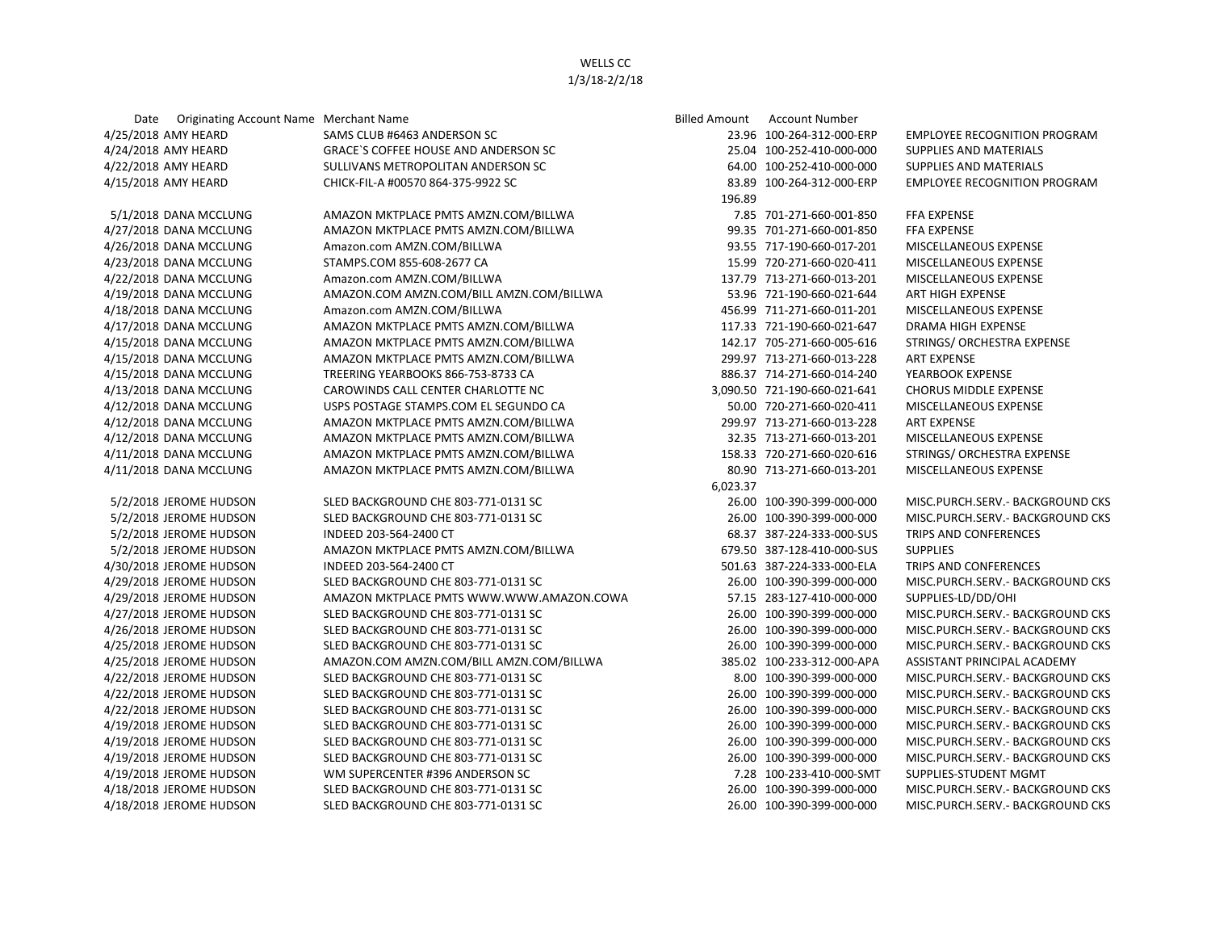# WELLS CC

1/3/18-2/2/18

| Date | Originating Account Name | Merchant Name | Billed Amount | Account Number | |
|---|---|---|---|---|---|
| 4/25/2018 | AMY HEARD | SAMS CLUB #6463 ANDERSON SC | 23.96 | 100-264-312-000-ERP | EMPLOYEE RECOGNITION PROGRAM |
| 4/24/2018 | AMY HEARD | GRACE`S COFFEE HOUSE AND ANDERSON SC | 25.04 | 100-252-410-000-000 | SUPPLIES AND MATERIALS |
| 4/22/2018 | AMY HEARD | SULLIVANS METROPOLITAN ANDERSON SC | 64.00 | 100-252-410-000-000 | SUPPLIES AND MATERIALS |
| 4/15/2018 | AMY HEARD | CHICK-FIL-A #00570 864-375-9922 SC | 83.89 | 100-264-312-000-ERP | EMPLOYEE RECOGNITION PROGRAM |
| | | | 196.89 | | |
| 5/1/2018 | DANA MCCLUNG | AMAZON MKTPLACE PMTS AMZN.COM/BILLWA | 7.85 | 701-271-660-001-850 | FFA EXPENSE |
| 4/27/2018 | DANA MCCLUNG | AMAZON MKTPLACE PMTS AMZN.COM/BILLWA | 99.35 | 701-271-660-001-850 | FFA EXPENSE |
| 4/26/2018 | DANA MCCLUNG | Amazon.com AMZN.COM/BILLWA | 93.55 | 717-190-660-017-201 | MISCELLANEOUS EXPENSE |
| 4/23/2018 | DANA MCCLUNG | STAMPS.COM 855-608-2677 CA | 15.99 | 720-271-660-020-411 | MISCELLANEOUS EXPENSE |
| 4/22/2018 | DANA MCCLUNG | Amazon.com AMZN.COM/BILLWA | 137.79 | 713-271-660-013-201 | MISCELLANEOUS EXPENSE |
| 4/19/2018 | DANA MCCLUNG | AMAZON.COM AMZN.COM/BILL AMZN.COM/BILLWA | 53.96 | 721-190-660-021-644 | ART HIGH EXPENSE |
| 4/18/2018 | DANA MCCLUNG | Amazon.com AMZN.COM/BILLWA | 456.99 | 711-271-660-011-201 | MISCELLANEOUS EXPENSE |
| 4/17/2018 | DANA MCCLUNG | AMAZON MKTPLACE PMTS AMZN.COM/BILLWA | 117.33 | 721-190-660-021-647 | DRAMA HIGH EXPENSE |
| 4/15/2018 | DANA MCCLUNG | AMAZON MKTPLACE PMTS AMZN.COM/BILLWA | 142.17 | 705-271-660-005-616 | STRINGS/ ORCHESTRA EXPENSE |
| 4/15/2018 | DANA MCCLUNG | AMAZON MKTPLACE PMTS AMZN.COM/BILLWA | 299.97 | 713-271-660-013-228 | ART EXPENSE |
| 4/15/2018 | DANA MCCLUNG | TREERING YEARBOOKS 866-753-8733 CA | 886.37 | 714-271-660-014-240 | YEARBOOK EXPENSE |
| 4/13/2018 | DANA MCCLUNG | CAROWINDS CALL CENTER CHARLOTTE NC | 3,090.50 | 721-190-660-021-641 | CHORUS MIDDLE EXPENSE |
| 4/12/2018 | DANA MCCLUNG | USPS POSTAGE STAMPS.COM EL SEGUNDO CA | 50.00 | 720-271-660-020-411 | MISCELLANEOUS EXPENSE |
| 4/12/2018 | DANA MCCLUNG | AMAZON MKTPLACE PMTS AMZN.COM/BILLWA | 299.97 | 713-271-660-013-228 | ART EXPENSE |
| 4/12/2018 | DANA MCCLUNG | AMAZON MKTPLACE PMTS AMZN.COM/BILLWA | 32.35 | 713-271-660-013-201 | MISCELLANEOUS EXPENSE |
| 4/11/2018 | DANA MCCLUNG | AMAZON MKTPLACE PMTS AMZN.COM/BILLWA | 158.33 | 720-271-660-020-616 | STRINGS/ ORCHESTRA EXPENSE |
| 4/11/2018 | DANA MCCLUNG | AMAZON MKTPLACE PMTS AMZN.COM/BILLWA | 80.90 | 713-271-660-013-201 | MISCELLANEOUS EXPENSE |
| | | | 6,023.37 | | |
| 5/2/2018 | JEROME HUDSON | SLED BACKGROUND CHE 803-771-0131 SC | 26.00 | 100-390-399-000-000 | MISC.PURCH.SERV.- BACKGROUND CKS |
| 5/2/2018 | JEROME HUDSON | SLED BACKGROUND CHE 803-771-0131 SC | 26.00 | 100-390-399-000-000 | MISC.PURCH.SERV.- BACKGROUND CKS |
| 5/2/2018 | JEROME HUDSON | INDEED 203-564-2400 CT | 68.37 | 387-224-333-000-SUS | TRIPS AND CONFERENCES |
| 5/2/2018 | JEROME HUDSON | AMAZON MKTPLACE PMTS AMZN.COM/BILLWA | 679.50 | 387-128-410-000-SUS | SUPPLIES |
| 4/30/2018 | JEROME HUDSON | INDEED 203-564-2400 CT | 501.63 | 387-224-333-000-ELA | TRIPS AND CONFERENCES |
| 4/29/2018 | JEROME HUDSON | SLED BACKGROUND CHE 803-771-0131 SC | 26.00 | 100-390-399-000-000 | MISC.PURCH.SERV.- BACKGROUND CKS |
| 4/29/2018 | JEROME HUDSON | AMAZON MKTPLACE PMTS WWW.WWW.AMAZON.COWA | 57.15 | 283-127-410-000-000 | SUPPLIES-LD/DD/OHI |
| 4/27/2018 | JEROME HUDSON | SLED BACKGROUND CHE 803-771-0131 SC | 26.00 | 100-390-399-000-000 | MISC.PURCH.SERV.- BACKGROUND CKS |
| 4/26/2018 | JEROME HUDSON | SLED BACKGROUND CHE 803-771-0131 SC | 26.00 | 100-390-399-000-000 | MISC.PURCH.SERV.- BACKGROUND CKS |
| 4/25/2018 | JEROME HUDSON | SLED BACKGROUND CHE 803-771-0131 SC | 26.00 | 100-390-399-000-000 | MISC.PURCH.SERV.- BACKGROUND CKS |
| 4/25/2018 | JEROME HUDSON | AMAZON.COM AMZN.COM/BILL AMZN.COM/BILLWA | 385.02 | 100-233-312-000-APA | ASSISTANT PRINCIPAL ACADEMY |
| 4/22/2018 | JEROME HUDSON | SLED BACKGROUND CHE 803-771-0131 SC | 8.00 | 100-390-399-000-000 | MISC.PURCH.SERV.- BACKGROUND CKS |
| 4/22/2018 | JEROME HUDSON | SLED BACKGROUND CHE 803-771-0131 SC | 26.00 | 100-390-399-000-000 | MISC.PURCH.SERV.- BACKGROUND CKS |
| 4/22/2018 | JEROME HUDSON | SLED BACKGROUND CHE 803-771-0131 SC | 26.00 | 100-390-399-000-000 | MISC.PURCH.SERV.- BACKGROUND CKS |
| 4/19/2018 | JEROME HUDSON | SLED BACKGROUND CHE 803-771-0131 SC | 26.00 | 100-390-399-000-000 | MISC.PURCH.SERV.- BACKGROUND CKS |
| 4/19/2018 | JEROME HUDSON | SLED BACKGROUND CHE 803-771-0131 SC | 26.00 | 100-390-399-000-000 | MISC.PURCH.SERV.- BACKGROUND CKS |
| 4/19/2018 | JEROME HUDSON | SLED BACKGROUND CHE 803-771-0131 SC | 26.00 | 100-390-399-000-000 | MISC.PURCH.SERV.- BACKGROUND CKS |
| 4/19/2018 | JEROME HUDSON | WM SUPERCENTER #396 ANDERSON SC | 7.28 | 100-233-410-000-SMT | SUPPLIES-STUDENT MGMT |
| 4/18/2018 | JEROME HUDSON | SLED BACKGROUND CHE 803-771-0131 SC | 26.00 | 100-390-399-000-000 | MISC.PURCH.SERV.- BACKGROUND CKS |
| 4/18/2018 | JEROME HUDSON | SLED BACKGROUND CHE 803-771-0131 SC | 26.00 | 100-390-399-000-000 | MISC.PURCH.SERV.- BACKGROUND CKS |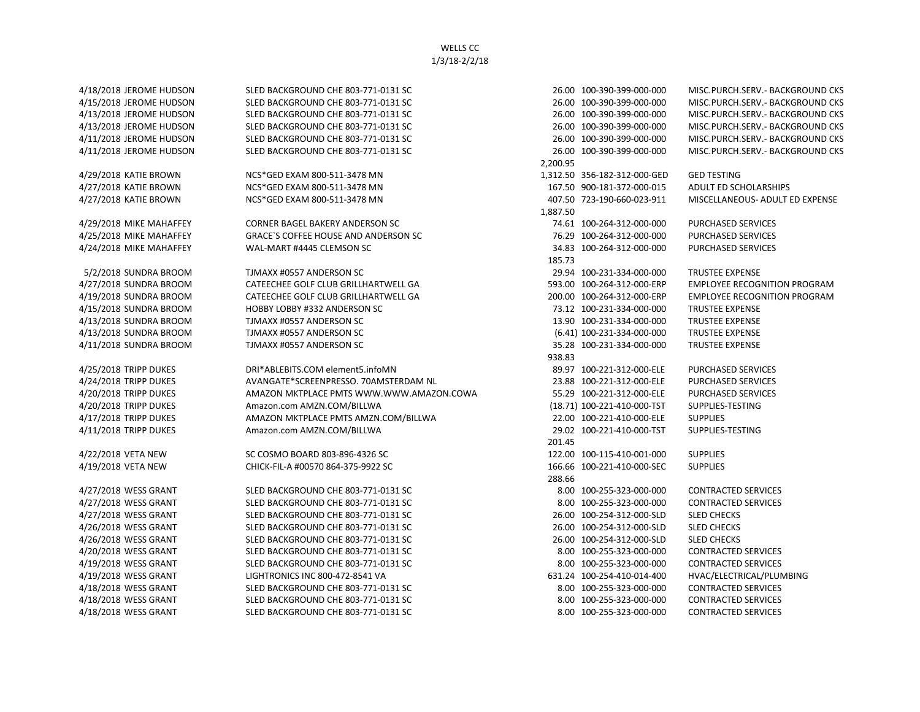WELLS CC
1/3/18-2/2/18

| Date | Name | Merchant | Amount | Account | Description |
|---|---|---|---|---|---|
| 4/18/2018 | JEROME HUDSON | SLED BACKGROUND CHE 803-771-0131 SC | 26.00 | 100-390-399-000-000 | MISC.PURCH.SERV.- BACKGROUND CKS |
| 4/15/2018 | JEROME HUDSON | SLED BACKGROUND CHE 803-771-0131 SC | 26.00 | 100-390-399-000-000 | MISC.PURCH.SERV.- BACKGROUND CKS |
| 4/13/2018 | JEROME HUDSON | SLED BACKGROUND CHE 803-771-0131 SC | 26.00 | 100-390-399-000-000 | MISC.PURCH.SERV.- BACKGROUND CKS |
| 4/13/2018 | JEROME HUDSON | SLED BACKGROUND CHE 803-771-0131 SC | 26.00 | 100-390-399-000-000 | MISC.PURCH.SERV.- BACKGROUND CKS |
| 4/11/2018 | JEROME HUDSON | SLED BACKGROUND CHE 803-771-0131 SC | 26.00 | 100-390-399-000-000 | MISC.PURCH.SERV.- BACKGROUND CKS |
| 4/11/2018 | JEROME HUDSON | SLED BACKGROUND CHE 803-771-0131 SC | 26.00 | 100-390-399-000-000 | MISC.PURCH.SERV.- BACKGROUND CKS |
| | | | 2,200.95 | | |
| 4/29/2018 | KATIE BROWN | NCS*GED EXAM 800-511-3478 MN | 1,312.50 | 356-182-312-000-GED | GED TESTING |
| 4/27/2018 | KATIE BROWN | NCS*GED EXAM 800-511-3478 MN | 167.50 | 900-181-372-000-015 | ADULT ED SCHOLARSHIPS |
| 4/27/2018 | KATIE BROWN | NCS*GED EXAM 800-511-3478 MN | 407.50 | 723-190-660-023-911 | MISCELLANEOUS- ADULT ED EXPENSE |
| | | | 1,887.50 | | |
| 4/29/2018 | MIKE MAHAFFEY | CORNER BAGEL BAKERY ANDERSON SC | 74.61 | 100-264-312-000-000 | PURCHASED SERVICES |
| 4/25/2018 | MIKE MAHAFFEY | GRACE`S COFFEE HOUSE AND ANDERSON SC | 76.29 | 100-264-312-000-000 | PURCHASED SERVICES |
| 4/24/2018 | MIKE MAHAFFEY | WAL-MART #4445 CLEMSON SC | 34.83 | 100-264-312-000-000 | PURCHASED SERVICES |
| | | | 185.73 | | |
| 5/2/2018 | SUNDRA BROOM | TJMAXX #0557 ANDERSON SC | 29.94 | 100-231-334-000-000 | TRUSTEE EXPENSE |
| 4/27/2018 | SUNDRA BROOM | CATEECHEE GOLF CLUB GRILLHARTWELL GA | 593.00 | 100-264-312-000-ERP | EMPLOYEE RECOGNITION PROGRAM |
| 4/19/2018 | SUNDRA BROOM | CATEECHEE GOLF CLUB GRILLHARTWELL GA | 200.00 | 100-264-312-000-ERP | EMPLOYEE RECOGNITION PROGRAM |
| 4/15/2018 | SUNDRA BROOM | HOBBY LOBBY #332 ANDERSON SC | 73.12 | 100-231-334-000-000 | TRUSTEE EXPENSE |
| 4/13/2018 | SUNDRA BROOM | TJMAXX #0557 ANDERSON SC | 13.90 | 100-231-334-000-000 | TRUSTEE EXPENSE |
| 4/13/2018 | SUNDRA BROOM | TJMAXX #0557 ANDERSON SC | (6.41) | 100-231-334-000-000 | TRUSTEE EXPENSE |
| 4/11/2018 | SUNDRA BROOM | TJMAXX #0557 ANDERSON SC | 35.28 | 100-231-334-000-000 | TRUSTEE EXPENSE |
| | | | 938.83 | | |
| 4/25/2018 | TRIPP DUKES | DRI*ABLEBITS.COM element5.infoMN | 89.97 | 100-221-312-000-ELE | PURCHASED SERVICES |
| 4/24/2018 | TRIPP DUKES | AVANGATE*SCREENPRESSO. 70AMSTERDAM NL | 23.88 | 100-221-312-000-ELE | PURCHASED SERVICES |
| 4/20/2018 | TRIPP DUKES | AMAZON MKTPLACE PMTS WWW.WWW.AMAZON.COWA | 55.29 | 100-221-312-000-ELE | PURCHASED SERVICES |
| 4/20/2018 | TRIPP DUKES | Amazon.com AMZN.COM/BILLWA | (18.71) | 100-221-410-000-TST | SUPPLIES-TESTING |
| 4/17/2018 | TRIPP DUKES | AMAZON MKTPLACE PMTS AMZN.COM/BILLWA | 22.00 | 100-221-410-000-ELE | SUPPLIES |
| 4/11/2018 | TRIPP DUKES | Amazon.com AMZN.COM/BILLWA | 29.02 | 100-221-410-000-TST | SUPPLIES-TESTING |
| | | | 201.45 | | |
| 4/22/2018 | VETA NEW | SC COSMO BOARD 803-896-4326 SC | 122.00 | 100-115-410-001-000 | SUPPLIES |
| 4/19/2018 | VETA NEW | CHICK-FIL-A #00570 864-375-9922 SC | 166.66 | 100-221-410-000-SEC | SUPPLIES |
| | | | 288.66 | | |
| 4/27/2018 | WESS GRANT | SLED BACKGROUND CHE 803-771-0131 SC | 8.00 | 100-255-323-000-000 | CONTRACTED SERVICES |
| 4/27/2018 | WESS GRANT | SLED BACKGROUND CHE 803-771-0131 SC | 8.00 | 100-255-323-000-000 | CONTRACTED SERVICES |
| 4/27/2018 | WESS GRANT | SLED BACKGROUND CHE 803-771-0131 SC | 26.00 | 100-254-312-000-SLD | SLED CHECKS |
| 4/26/2018 | WESS GRANT | SLED BACKGROUND CHE 803-771-0131 SC | 26.00 | 100-254-312-000-SLD | SLED CHECKS |
| 4/26/2018 | WESS GRANT | SLED BACKGROUND CHE 803-771-0131 SC | 26.00 | 100-254-312-000-SLD | SLED CHECKS |
| 4/20/2018 | WESS GRANT | SLED BACKGROUND CHE 803-771-0131 SC | 8.00 | 100-255-323-000-000 | CONTRACTED SERVICES |
| 4/19/2018 | WESS GRANT | SLED BACKGROUND CHE 803-771-0131 SC | 8.00 | 100-255-323-000-000 | CONTRACTED SERVICES |
| 4/19/2018 | WESS GRANT | LIGHTRONICS INC 800-472-8541 VA | 631.24 | 100-254-410-014-400 | HVAC/ELECTRICAL/PLUMBING |
| 4/18/2018 | WESS GRANT | SLED BACKGROUND CHE 803-771-0131 SC | 8.00 | 100-255-323-000-000 | CONTRACTED SERVICES |
| 4/18/2018 | WESS GRANT | SLED BACKGROUND CHE 803-771-0131 SC | 8.00 | 100-255-323-000-000 | CONTRACTED SERVICES |
| 4/18/2018 | WESS GRANT | SLED BACKGROUND CHE 803-771-0131 SC | 8.00 | 100-255-323-000-000 | CONTRACTED SERVICES |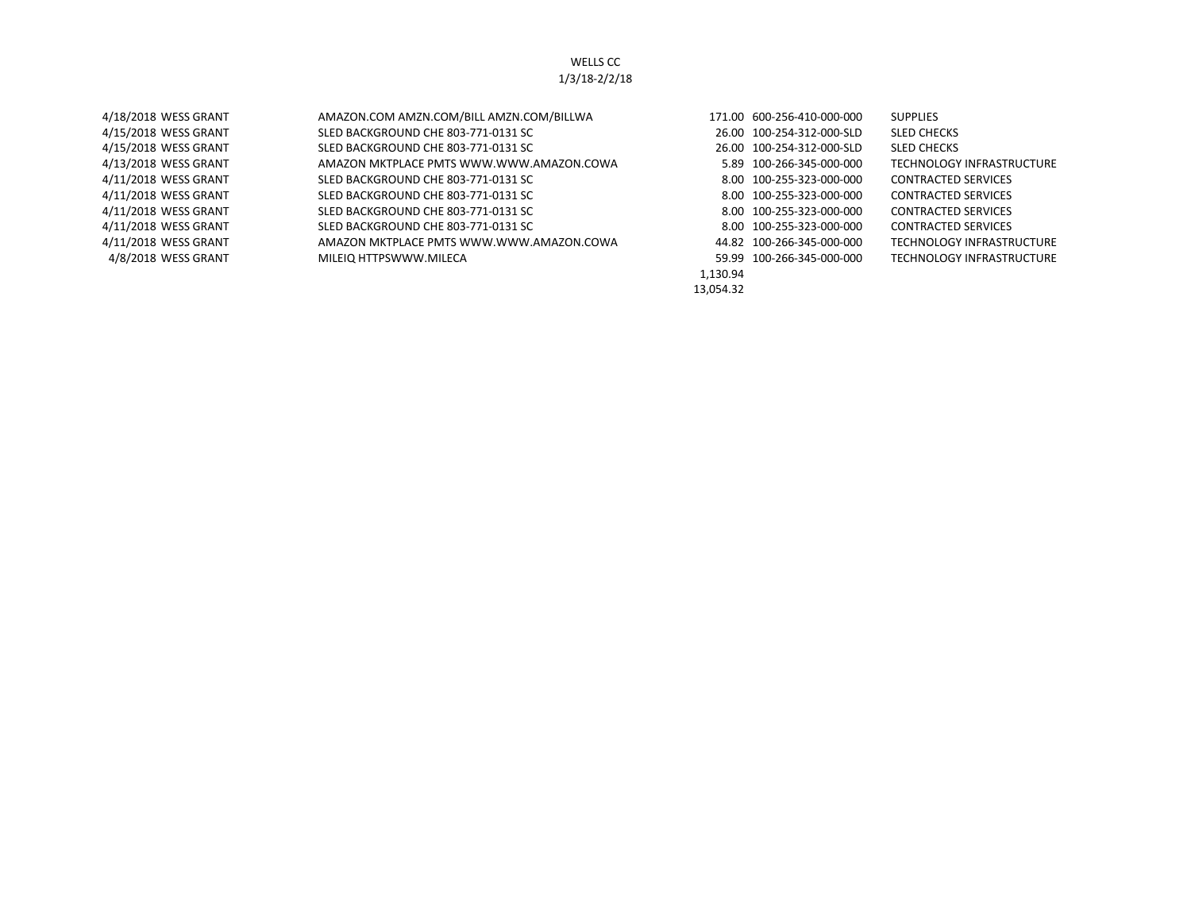WELLS CC
1/3/18-2/2/18

| | | | | | |
|---|---|---|---|---|---|
| 4/18/2018 | WESS GRANT | AMAZON.COM AMZN.COM/BILL AMZN.COM/BILLWA | 171.00 | 600-256-410-000-000 | SUPPLIES |
| 4/15/2018 | WESS GRANT | SLED BACKGROUND CHE 803-771-0131 SC | 26.00 | 100-254-312-000-SLD | SLED CHECKS |
| 4/15/2018 | WESS GRANT | SLED BACKGROUND CHE 803-771-0131 SC | 26.00 | 100-254-312-000-SLD | SLED CHECKS |
| 4/13/2018 | WESS GRANT | AMAZON MKTPLACE PMTS WWW.WWW.AMAZON.COWA | 5.89 | 100-266-345-000-000 | TECHNOLOGY INFRASTRUCTURE |
| 4/11/2018 | WESS GRANT | SLED BACKGROUND CHE 803-771-0131 SC | 8.00 | 100-255-323-000-000 | CONTRACTED SERVICES |
| 4/11/2018 | WESS GRANT | SLED BACKGROUND CHE 803-771-0131 SC | 8.00 | 100-255-323-000-000 | CONTRACTED SERVICES |
| 4/11/2018 | WESS GRANT | SLED BACKGROUND CHE 803-771-0131 SC | 8.00 | 100-255-323-000-000 | CONTRACTED SERVICES |
| 4/11/2018 | WESS GRANT | SLED BACKGROUND CHE 803-771-0131 SC | 8.00 | 100-255-323-000-000 | CONTRACTED SERVICES |
| 4/11/2018 | WESS GRANT | AMAZON MKTPLACE PMTS WWW.WWW.AMAZON.COWA | 44.82 | 100-266-345-000-000 | TECHNOLOGY INFRASTRUCTURE |
| 4/8/2018 | WESS GRANT | MILEIQ HTTPSWWW.MILECA | 59.99 | 100-266-345-000-000 | TECHNOLOGY INFRASTRUCTURE |
| | | | 1,130.94 | | |
| | | | 13,054.32 | | |